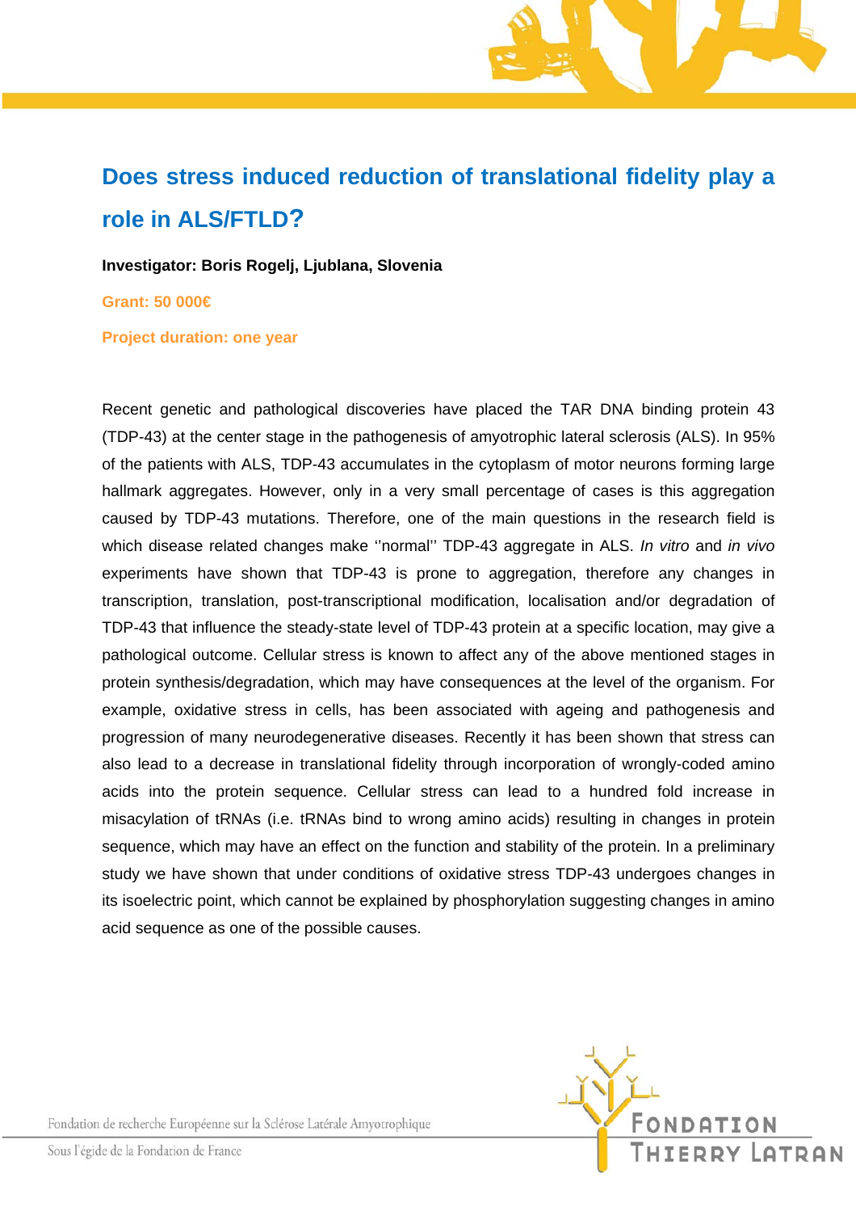# Does stress induced reduction of translational fidelity play a role in ALS/FTLD?

**Investigator: Boris Rogelj, Ljubljana, Slovenia**

**Grant: 50 000€**

**Project duration: one year**

Recent genetic and pathological discoveries have placed the TAR DNA binding protein 43 (TDP-43) at the center stage in the pathogenesis of amyotrophic lateral sclerosis (ALS). In 95% of the patients with ALS, TDP-43 accumulates in the cytoplasm of motor neurons forming large hallmark aggregates. However, only in a very small percentage of cases is this aggregation caused by TDP-43 mutations. Therefore, one of the main questions in the research field is which disease related changes make ''normal'' TDP-43 aggregate in ALS. *In vitro* and *in vivo* experiments have shown that TDP-43 is prone to aggregation, therefore any changes in transcription, translation, post-transcriptional modification, localisation and/or degradation of TDP-43 that influence the steady-state level of TDP-43 protein at a specific location, may give a pathological outcome. Cellular stress is known to affect any of the above mentioned stages in protein synthesis/degradation, which may have consequences at the level of the organism. For example, oxidative stress in cells, has been associated with ageing and pathogenesis and progression of many neurodegenerative diseases. Recently it has been shown that stress can also lead to a decrease in translational fidelity through incorporation of wrongly-coded amino acids into the protein sequence. Cellular stress can lead to a hundred fold increase in misacylation of tRNAs (i.e. tRNAs bind to wrong amino acids) resulting in changes in protein sequence, which may have an effect on the function and stability of the protein. In a preliminary study we have shown that under conditions of oxidative stress TDP-43 undergoes changes in its isoelectric point, which cannot be explained by phosphorylation suggesting changes in amino acid sequence as one of the possible causes.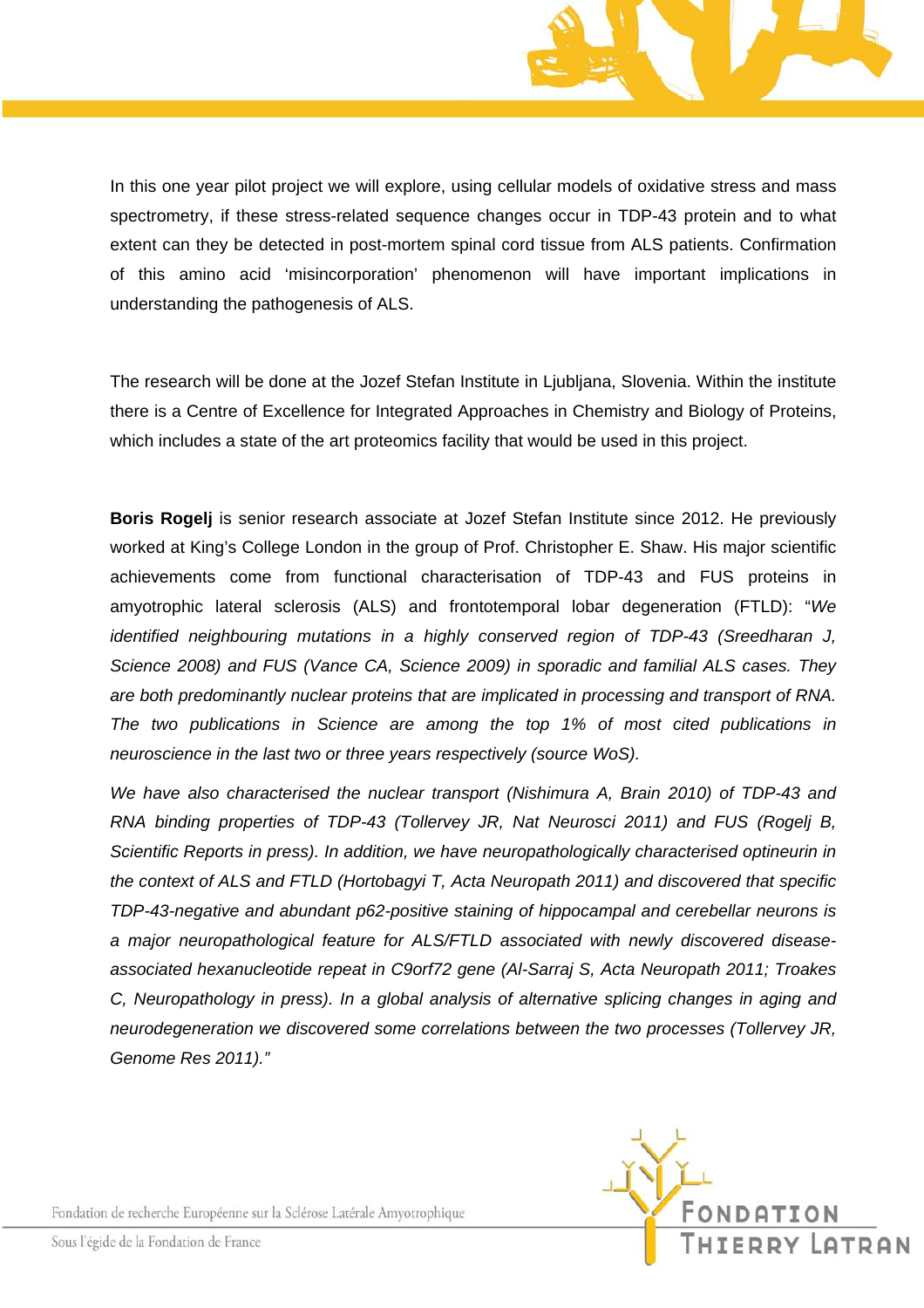In this one year pilot project we will explore, using cellular models of oxidative stress and mass spectrometry, if these stress-related sequence changes occur in TDP-43 protein and to what extent can they be detected in post-mortem spinal cord tissue from ALS patients. Confirmation of this amino acid 'misincorporation' phenomenon will have important implications in understanding the pathogenesis of ALS.

The research will be done at the Jozef Stefan Institute in Ljubljana, Slovenia. Within the institute there is a Centre of Excellence for Integrated Approaches in Chemistry and Biology of Proteins, which includes a state of the art proteomics facility that would be used in this project.

**Boris Rogelj** is senior research associate at Jozef Stefan Institute since 2012. He previously worked at King's College London in the group of Prof. Christopher E. Shaw. His major scientific achievements come from functional characterisation of TDP-43 and FUS proteins in amyotrophic lateral sclerosis (ALS) and frontotemporal lobar degeneration (FTLD): "*We identified neighbouring mutations in a highly conserved region of TDP-43 (Sreedharan J, Science 2008) and FUS (Vance CA, Science 2009) in sporadic and familial ALS cases. They are both predominantly nuclear proteins that are implicated in processing and transport of RNA. The two publications in Science are among the top 1% of most cited publications in neuroscience in the last two or three years respectively (source WoS).*

*We have also characterised the nuclear transport (Nishimura A, Brain 2010) of TDP-43 and RNA binding properties of TDP-43 (Tollervey JR, Nat Neurosci 2011) and FUS (Rogelj B, Scientific Reports in press). In addition, we have neuropathologically characterised optineurin in the context of ALS and FTLD (Hortobagyi T, Acta Neuropath 2011) and discovered that specific TDP-43-negative and abundant p62-positive staining of hippocampal and cerebellar neurons is a major neuropathological feature for ALS/FTLD associated with newly discovered disease-associated hexanucleotide repeat in C9orf72 gene (Al-Sarraj S, Acta Neuropath 2011; Troakes C, Neuropathology in press). In a global analysis of alternative splicing changes in aging and neurodegeneration we discovered some correlations between the two processes (Tollervey JR, Genome Res 2011).*"